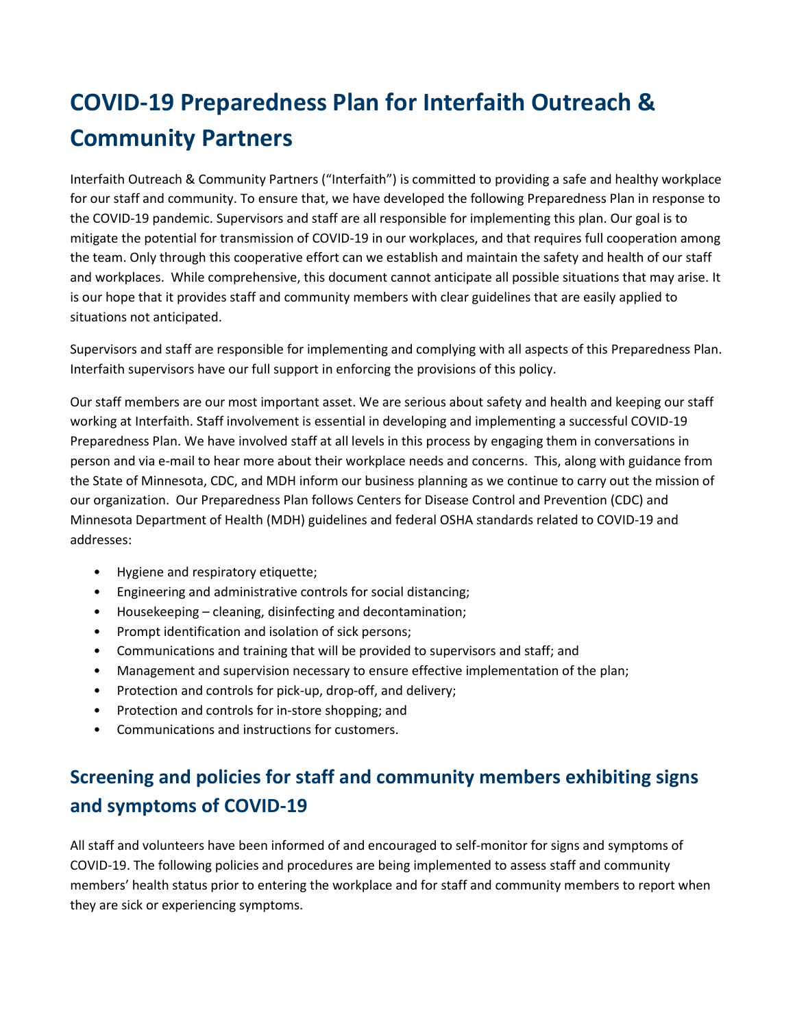# COVID-19 Preparedness Plan for Interfaith Outreach & Community Partners

Interfaith Outreach & Community Partners ("Interfaith") is committed to providing a safe and healthy workplace for our staff and community. To ensure that, we have developed the following Preparedness Plan in response to the COVID-19 pandemic. Supervisors and staff are all responsible for implementing this plan. Our goal is to mitigate the potential for transmission of COVID-19 in our workplaces, and that requires full cooperation among the team. Only through this cooperative effort can we establish and maintain the safety and health of our staff and workplaces. While comprehensive, this document cannot anticipate all possible situations that may arise. It is our hope that it provides staff and community members with clear guidelines that are easily applied to situations not anticipated.

Supervisors and staff are responsible for implementing and complying with all aspects of this Preparedness Plan. Interfaith supervisors have our full support in enforcing the provisions of this policy.

Our staff members are our most important asset. We are serious about safety and health and keeping our staff working at Interfaith. Staff involvement is essential in developing and implementing a successful COVID-19 Preparedness Plan. We have involved staff at all levels in this process by engaging them in conversations in person and via e-mail to hear more about their workplace needs and concerns. This, along with guidance from the State of Minnesota, CDC, and MDH inform our business planning as we continue to carry out the mission of our organization. Our Preparedness Plan follows Centers for Disease Control and Prevention (CDC) and Minnesota Department of Health (MDH) guidelines and federal OSHA standards related to COVID-19 and addresses:

- Hygiene and respiratory etiquette;
- Engineering and administrative controls for social distancing;
- Housekeeping – cleaning, disinfecting and decontamination;
- Prompt identification and isolation of sick persons;
- Communications and training that will be provided to supervisors and staff; and
- Management and supervision necessary to ensure effective implementation of the plan;
- Protection and controls for pick-up, drop-off, and delivery;
- Protection and controls for in-store shopping; and
- Communications and instructions for customers.

## Screening and policies for staff and community members exhibiting signs and symptoms of COVID-19

All staff and volunteers have been informed of and encouraged to self-monitor for signs and symptoms of COVID-19. The following policies and procedures are being implemented to assess staff and community members' health status prior to entering the workplace and for staff and community members to report when they are sick or experiencing symptoms.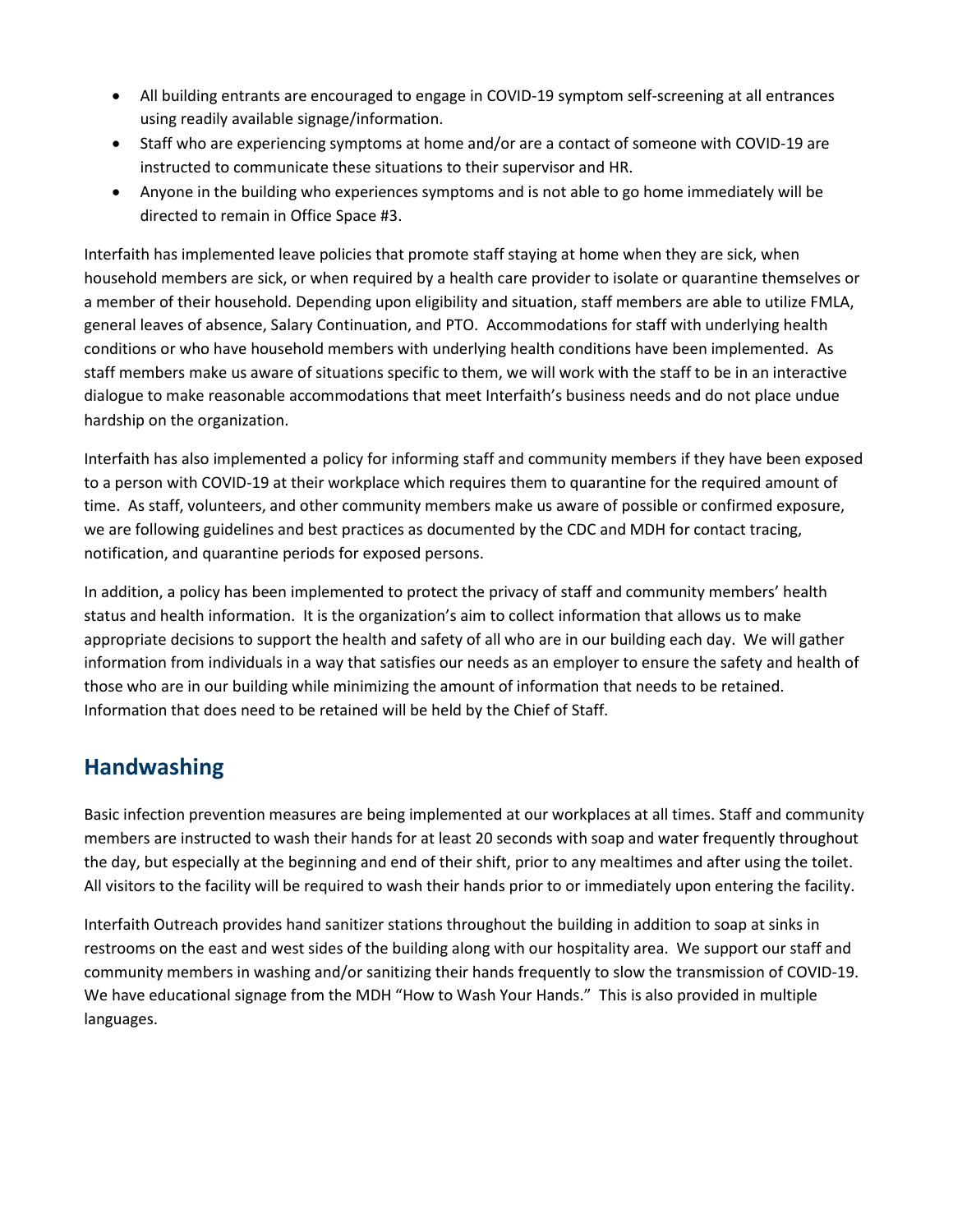- All building entrants are encouraged to engage in COVID-19 symptom self-screening at all entrances using readily available signage/information.
- Staff who are experiencing symptoms at home and/or are a contact of someone with COVID-19 are instructed to communicate these situations to their supervisor and HR.
- Anyone in the building who experiences symptoms and is not able to go home immediately will be directed to remain in Office Space #3.

Interfaith has implemented leave policies that promote staff staying at home when they are sick, when household members are sick, or when required by a health care provider to isolate or quarantine themselves or a member of their household. Depending upon eligibility and situation, staff members are able to utilize FMLA, general leaves of absence, Salary Continuation, and PTO. Accommodations for staff with underlying health conditions or who have household members with underlying health conditions have been implemented. As staff members make us aware of situations specific to them, we will work with the staff to be in an interactive dialogue to make reasonable accommodations that meet Interfaith's business needs and do not place undue hardship on the organization.

Interfaith has also implemented a policy for informing staff and community members if they have been exposed to a person with COVID-19 at their workplace which requires them to quarantine for the required amount of time. As staff, volunteers, and other community members make us aware of possible or confirmed exposure, we are following guidelines and best practices as documented by the CDC and MDH for contact tracing, notification, and quarantine periods for exposed persons.

In addition, a policy has been implemented to protect the privacy of staff and community members' health status and health information. It is the organization's aim to collect information that allows us to make appropriate decisions to support the health and safety of all who are in our building each day. We will gather information from individuals in a way that satisfies our needs as an employer to ensure the safety and health of those who are in our building while minimizing the amount of information that needs to be retained. Information that does need to be retained will be held by the Chief of Staff.

## Handwashing

Basic infection prevention measures are being implemented at our workplaces at all times. Staff and community members are instructed to wash their hands for at least 20 seconds with soap and water frequently throughout the day, but especially at the beginning and end of their shift, prior to any mealtimes and after using the toilet. All visitors to the facility will be required to wash their hands prior to or immediately upon entering the facility.

Interfaith Outreach provides hand sanitizer stations throughout the building in addition to soap at sinks in restrooms on the east and west sides of the building along with our hospitality area. We support our staff and community members in washing and/or sanitizing their hands frequently to slow the transmission of COVID-19. We have educational signage from the MDH "How to Wash Your Hands." This is also provided in multiple languages.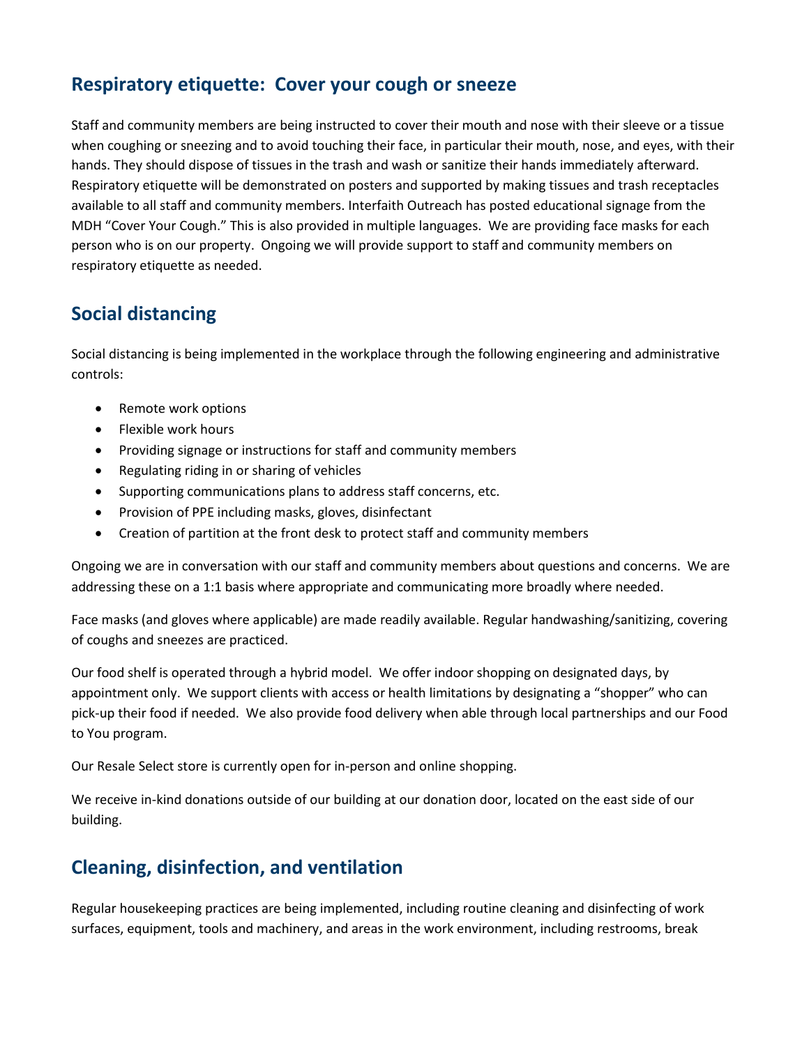## Respiratory etiquette: Cover your cough or sneeze

Staff and community members are being instructed to cover their mouth and nose with their sleeve or a tissue when coughing or sneezing and to avoid touching their face, in particular their mouth, nose, and eyes, with their hands. They should dispose of tissues in the trash and wash or sanitize their hands immediately afterward. Respiratory etiquette will be demonstrated on posters and supported by making tissues and trash receptacles available to all staff and community members. Interfaith Outreach has posted educational signage from the MDH "Cover Your Cough." This is also provided in multiple languages. We are providing face masks for each person who is on our property. Ongoing we will provide support to staff and community members on respiratory etiquette as needed.

## Social distancing

Social distancing is being implemented in the workplace through the following engineering and administrative controls:

- Remote work options
- Flexible work hours
- Providing signage or instructions for staff and community members
- Regulating riding in or sharing of vehicles
- Supporting communications plans to address staff concerns, etc.
- Provision of PPE including masks, gloves, disinfectant
- Creation of partition at the front desk to protect staff and community members

Ongoing we are in conversation with our staff and community members about questions and concerns. We are addressing these on a 1:1 basis where appropriate and communicating more broadly where needed.

Face masks (and gloves where applicable) are made readily available. Regular handwashing/sanitizing, covering of coughs and sneezes are practiced.

Our food shelf is operated through a hybrid model. We offer indoor shopping on designated days, by appointment only. We support clients with access or health limitations by designating a "shopper" who can pick-up their food if needed. We also provide food delivery when able through local partnerships and our Food to You program.

Our Resale Select store is currently open for in-person and online shopping.

We receive in-kind donations outside of our building at our donation door, located on the east side of our building.

## Cleaning, disinfection, and ventilation

Regular housekeeping practices are being implemented, including routine cleaning and disinfecting of work surfaces, equipment, tools and machinery, and areas in the work environment, including restrooms, break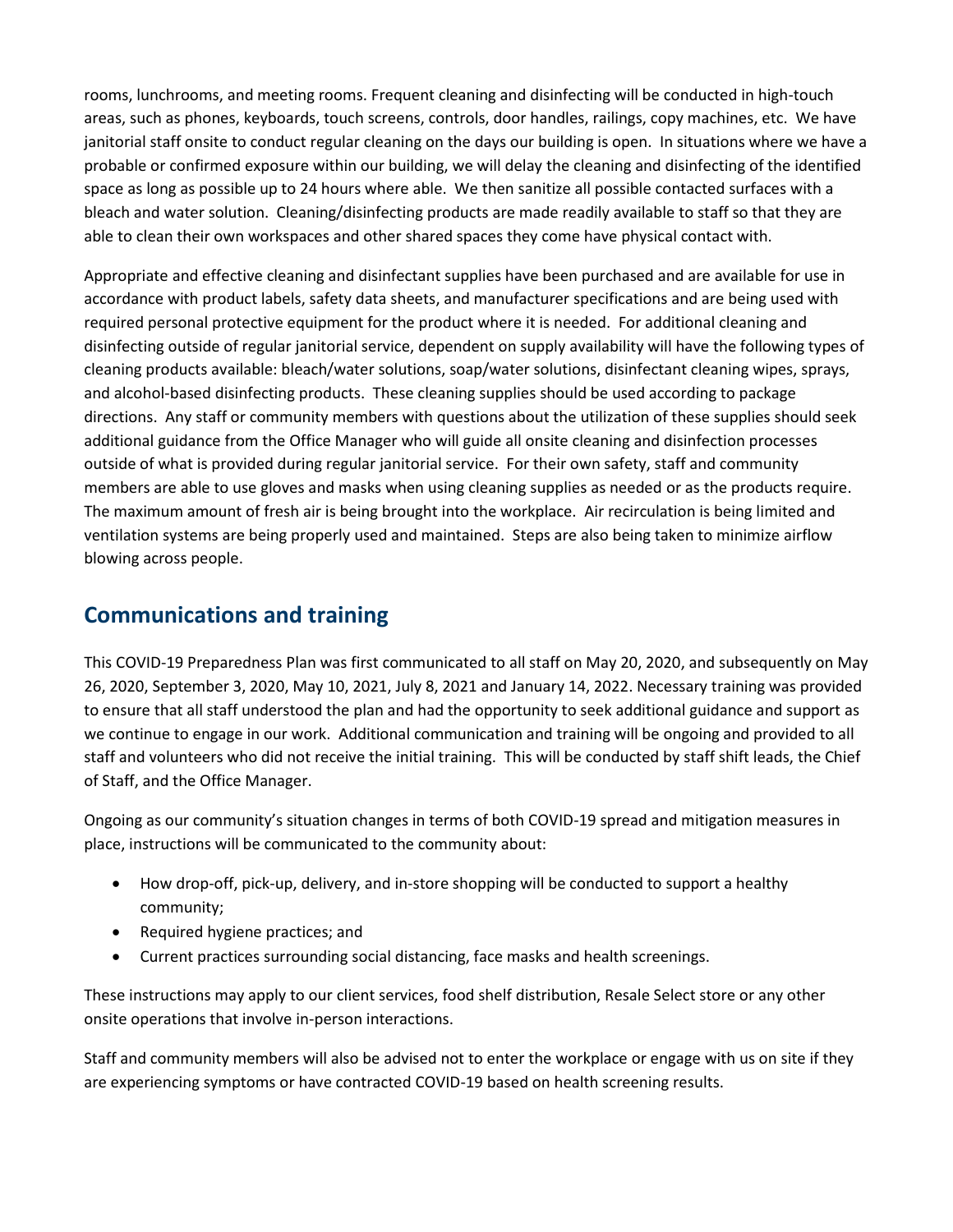rooms, lunchrooms, and meeting rooms. Frequent cleaning and disinfecting will be conducted in high-touch areas, such as phones, keyboards, touch screens, controls, door handles, railings, copy machines, etc. We have janitorial staff onsite to conduct regular cleaning on the days our building is open. In situations where we have a probable or confirmed exposure within our building, we will delay the cleaning and disinfecting of the identified space as long as possible up to 24 hours where able. We then sanitize all possible contacted surfaces with a bleach and water solution. Cleaning/disinfecting products are made readily available to staff so that they are able to clean their own workspaces and other shared spaces they come have physical contact with.

Appropriate and effective cleaning and disinfectant supplies have been purchased and are available for use in accordance with product labels, safety data sheets, and manufacturer specifications and are being used with required personal protective equipment for the product where it is needed. For additional cleaning and disinfecting outside of regular janitorial service, dependent on supply availability will have the following types of cleaning products available: bleach/water solutions, soap/water solutions, disinfectant cleaning wipes, sprays, and alcohol-based disinfecting products. These cleaning supplies should be used according to package directions. Any staff or community members with questions about the utilization of these supplies should seek additional guidance from the Office Manager who will guide all onsite cleaning and disinfection processes outside of what is provided during regular janitorial service. For their own safety, staff and community members are able to use gloves and masks when using cleaning supplies as needed or as the products require. The maximum amount of fresh air is being brought into the workplace. Air recirculation is being limited and ventilation systems are being properly used and maintained. Steps are also being taken to minimize airflow blowing across people.

## Communications and training

This COVID-19 Preparedness Plan was first communicated to all staff on May 20, 2020, and subsequently on May 26, 2020, September 3, 2020, May 10, 2021, July 8, 2021 and January 14, 2022. Necessary training was provided to ensure that all staff understood the plan and had the opportunity to seek additional guidance and support as we continue to engage in our work. Additional communication and training will be ongoing and provided to all staff and volunteers who did not receive the initial training. This will be conducted by staff shift leads, the Chief of Staff, and the Office Manager.

Ongoing as our community's situation changes in terms of both COVID-19 spread and mitigation measures in place, instructions will be communicated to the community about:

- How drop-off, pick-up, delivery, and in-store shopping will be conducted to support a healthy community;
- Required hygiene practices; and
- Current practices surrounding social distancing, face masks and health screenings.

These instructions may apply to our client services, food shelf distribution, Resale Select store or any other onsite operations that involve in-person interactions.

Staff and community members will also be advised not to enter the workplace or engage with us on site if they are experiencing symptoms or have contracted COVID-19 based on health screening results.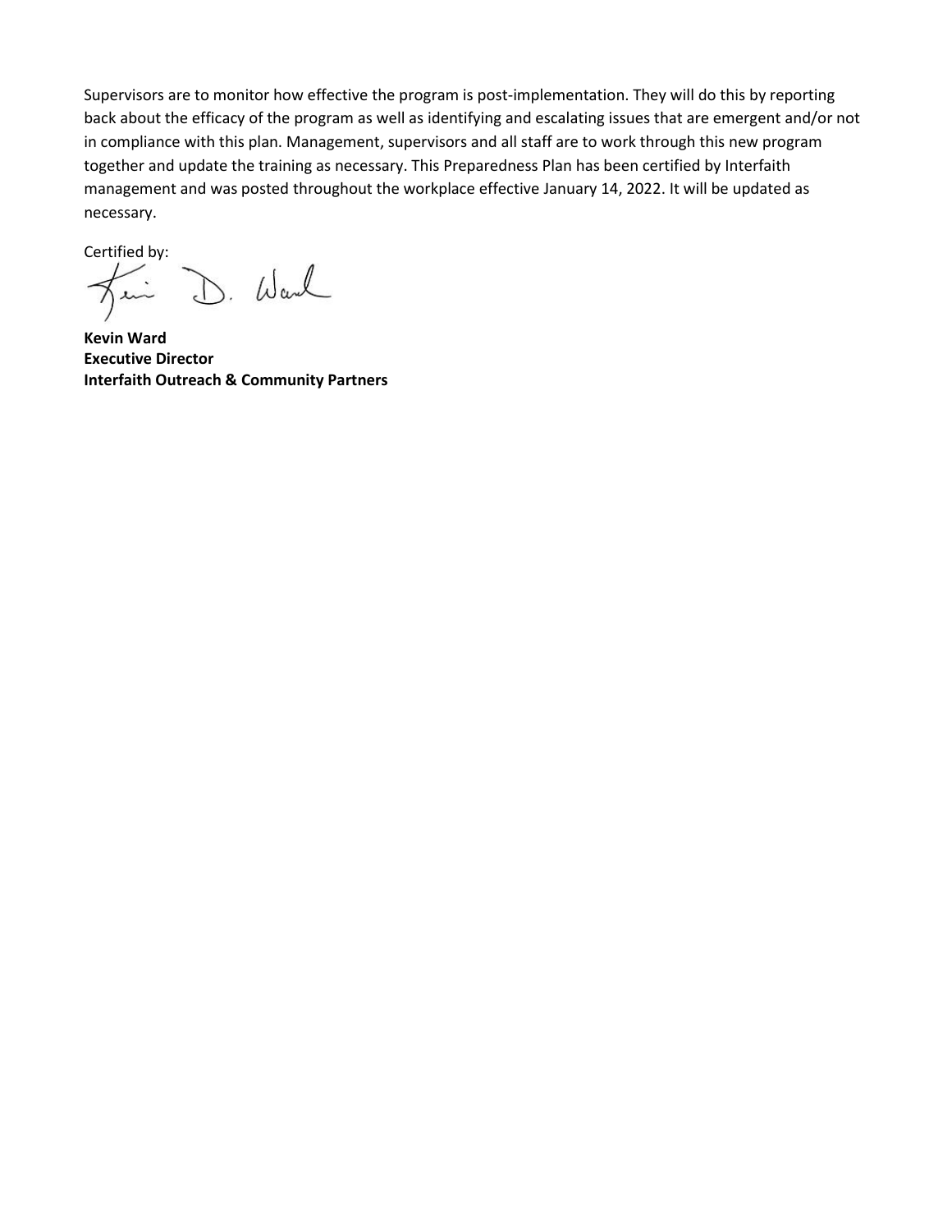Supervisors are to monitor how effective the program is post-implementation. They will do this by reporting back about the efficacy of the program as well as identifying and escalating issues that are emergent and/or not in compliance with this plan. Management, supervisors and all staff are to work through this new program together and update the training as necessary. This Preparedness Plan has been certified by Interfaith management and was posted throughout the workplace effective January 14, 2022. It will be updated as necessary.

Certified by:

**Kevin Ward**
**Executive Director**
**Interfaith Outreach & Community Partners**